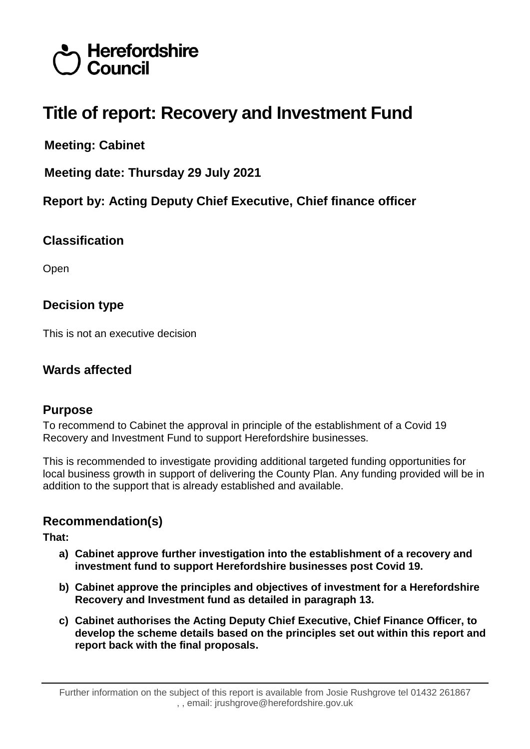Herefordshire Council

# Title of report: Recovery and Investment Fund

**Meeting: Cabinet**

**Meeting date: Thursday 29 July 2021**

**Report by: Acting Deputy Chief Executive, Chief finance officer**

## Classification

Open

## Decision type

This is not an executive decision

## Wards affected

## Purpose

To recommend to Cabinet the approval in principle of the establishment of a Covid 19 Recovery and Investment Fund to support Herefordshire businesses.

This is recommended to investigate providing additional targeted funding opportunities for local business growth in support of delivering the County Plan. Any funding provided will be in addition to the support that is already established and available.

## Recommendation(s)

**That:**

- **a) Cabinet approve further investigation into the establishment of a recovery and investment fund to support Herefordshire businesses post Covid 19.**
- **b) Cabinet approve the principles and objectives of investment for a Herefordshire Recovery and Investment fund as detailed in paragraph 13.**
- **c) Cabinet authorises the Acting Deputy Chief Executive, Chief Finance Officer, to develop the scheme details based on the principles set out within this report and report back with the final proposals.**

Further information on the subject of this report is available from Josie Rushgrove tel 01432 261867 , , email: jrushgrove@herefordshire.gov.uk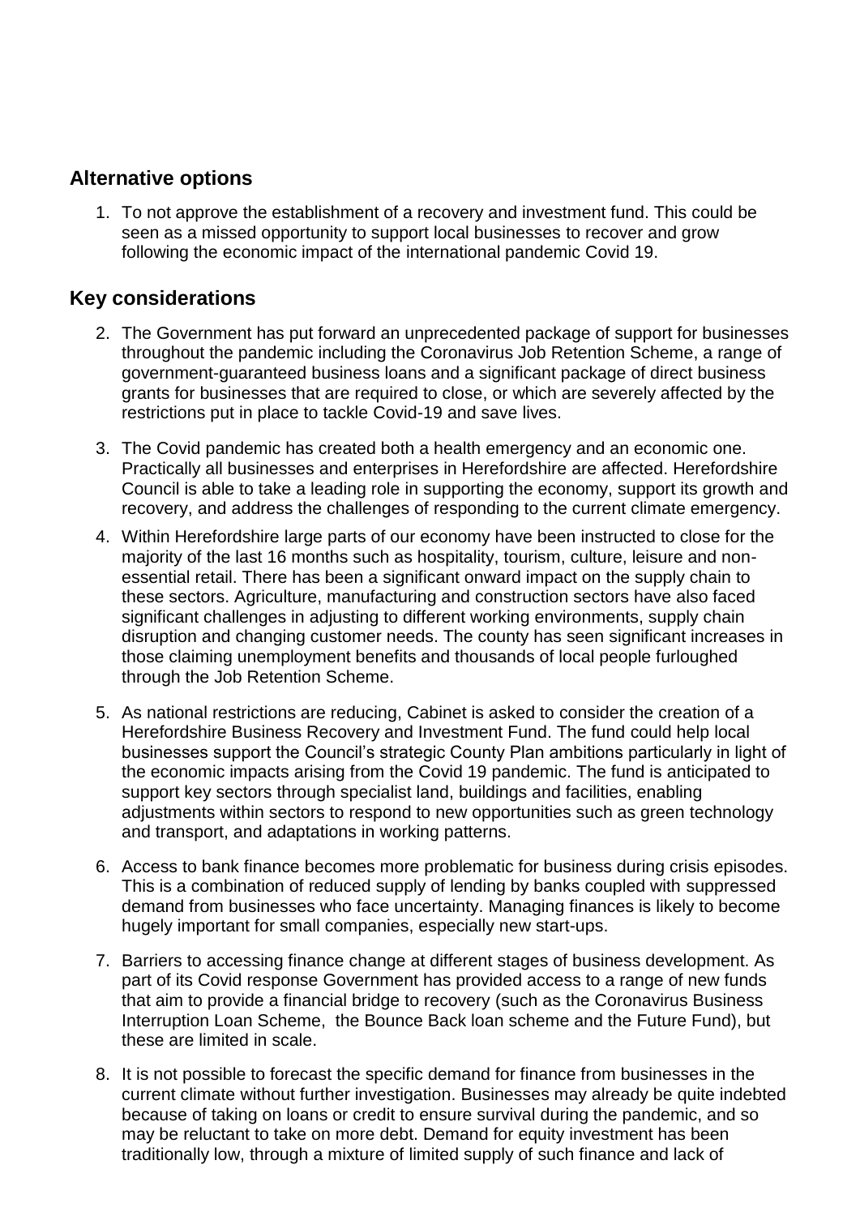## Alternative options

1. To not approve the establishment of a recovery and investment fund. This could be seen as a missed opportunity to support local businesses to recover and grow following the economic impact of the international pandemic Covid 19.

## Key considerations

2. The Government has put forward an unprecedented package of support for businesses throughout the pandemic including the Coronavirus Job Retention Scheme, a range of government-guaranteed business loans and a significant package of direct business grants for businesses that are required to close, or which are severely affected by the restrictions put in place to tackle Covid-19 and save lives.

3. The Covid pandemic has created both a health emergency and an economic one. Practically all businesses and enterprises in Herefordshire are affected. Herefordshire Council is able to take a leading role in supporting the economy, support its growth and recovery, and address the challenges of responding to the current climate emergency.

4. Within Herefordshire large parts of our economy have been instructed to close for the majority of the last 16 months such as hospitality, tourism, culture, leisure and non-essential retail. There has been a significant onward impact on the supply chain to these sectors. Agriculture, manufacturing and construction sectors have also faced significant challenges in adjusting to different working environments, supply chain disruption and changing customer needs. The county has seen significant increases in those claiming unemployment benefits and thousands of local people furloughed through the Job Retention Scheme.

5. As national restrictions are reducing, Cabinet is asked to consider the creation of a Herefordshire Business Recovery and Investment Fund. The fund could help local businesses support the Council's strategic County Plan ambitions particularly in light of the economic impacts arising from the Covid 19 pandemic. The fund is anticipated to support key sectors through specialist land, buildings and facilities, enabling adjustments within sectors to respond to new opportunities such as green technology and transport, and adaptations in working patterns.

6. Access to bank finance becomes more problematic for business during crisis episodes. This is a combination of reduced supply of lending by banks coupled with suppressed demand from businesses who face uncertainty. Managing finances is likely to become hugely important for small companies, especially new start-ups.

7. Barriers to accessing finance change at different stages of business development. As part of its Covid response Government has provided access to a range of new funds that aim to provide a financial bridge to recovery (such as the Coronavirus Business Interruption Loan Scheme, the Bounce Back loan scheme and the Future Fund), but these are limited in scale.

8. It is not possible to forecast the specific demand for finance from businesses in the current climate without further investigation. Businesses may already be quite indebted because of taking on loans or credit to ensure survival during the pandemic, and so may be reluctant to take on more debt. Demand for equity investment has been traditionally low, through a mixture of limited supply of such finance and lack of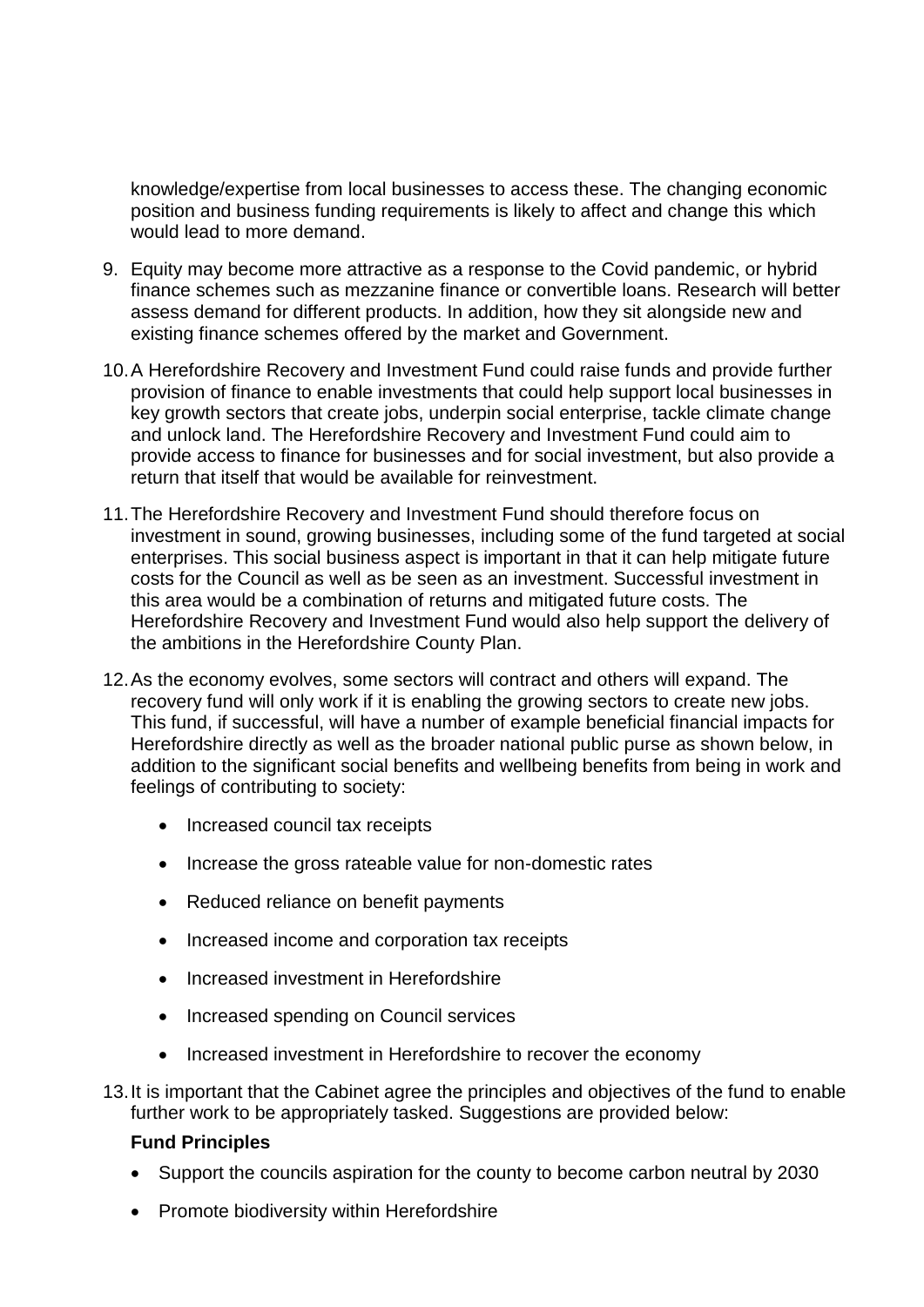knowledge/expertise from local businesses to access these. The changing economic position and business funding requirements is likely to affect and change this which would lead to more demand.

9. Equity may become more attractive as a response to the Covid pandemic, or hybrid finance schemes such as mezzanine finance or convertible loans. Research will better assess demand for different products. In addition, how they sit alongside new and existing finance schemes offered by the market and Government.

10. A Herefordshire Recovery and Investment Fund could raise funds and provide further provision of finance to enable investments that could help support local businesses in key growth sectors that create jobs, underpin social enterprise, tackle climate change and unlock land. The Herefordshire Recovery and Investment Fund could aim to provide access to finance for businesses and for social investment, but also provide a return that itself that would be available for reinvestment.

11. The Herefordshire Recovery and Investment Fund should therefore focus on investment in sound, growing businesses, including some of the fund targeted at social enterprises. This social business aspect is important in that it can help mitigate future costs for the Council as well as be seen as an investment. Successful investment in this area would be a combination of returns and mitigated future costs. The Herefordshire Recovery and Investment Fund would also help support the delivery of the ambitions in the Herefordshire County Plan.

12. As the economy evolves, some sectors will contract and others will expand. The recovery fund will only work if it is enabling the growing sectors to create new jobs. This fund, if successful, will have a number of example beneficial financial impacts for Herefordshire directly as well as the broader national public purse as shown below, in addition to the significant social benefits and wellbeing benefits from being in work and feelings of contributing to society:

    - Increased council tax receipts
    - Increase the gross rateable value for non-domestic rates
    - Reduced reliance on benefit payments
    - Increased income and corporation tax receipts
    - Increased investment in Herefordshire
    - Increased spending on Council services
    - Increased investment in Herefordshire to recover the economy

13. It is important that the Cabinet agree the principles and objectives of the fund to enable further work to be appropriately tasked. Suggestions are provided below:

    **Fund Principles**

    - Support the councils aspiration for the county to become carbon neutral by 2030
    - Promote biodiversity within Herefordshire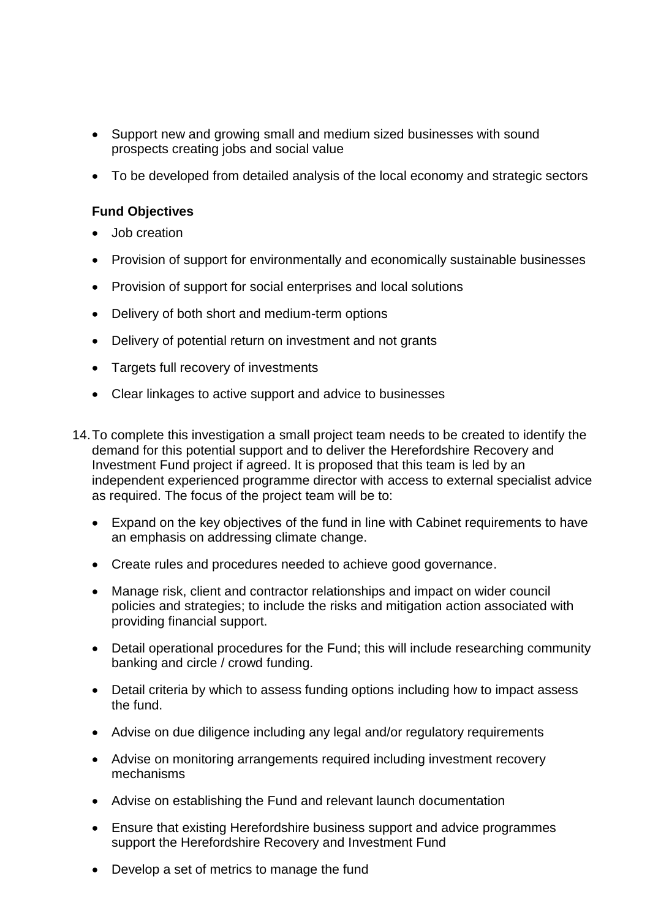- Support new and growing small and medium sized businesses with sound prospects creating jobs and social value
- To be developed from detailed analysis of the local economy and strategic sectors

**Fund Objectives**

- Job creation
- Provision of support for environmentally and economically sustainable businesses
- Provision of support for social enterprises and local solutions
- Delivery of both short and medium-term options
- Delivery of potential return on investment and not grants
- Targets full recovery of investments
- Clear linkages to active support and advice to businesses

14. To complete this investigation a small project team needs to be created to identify the demand for this potential support and to deliver the Herefordshire Recovery and Investment Fund project if agreed. It is proposed that this team is led by an independent experienced programme director with access to external specialist advice as required. The focus of the project team will be to:

    - Expand on the key objectives of the fund in line with Cabinet requirements to have an emphasis on addressing climate change.
    - Create rules and procedures needed to achieve good governance.
    - Manage risk, client and contractor relationships and impact on wider council policies and strategies; to include the risks and mitigation action associated with providing financial support.
    - Detail operational procedures for the Fund; this will include researching community banking and circle / crowd funding.
    - Detail criteria by which to assess funding options including how to impact assess the fund.
    - Advise on due diligence including any legal and/or regulatory requirements
    - Advise on monitoring arrangements required including investment recovery mechanisms
    - Advise on establishing the Fund and relevant launch documentation
    - Ensure that existing Herefordshire business support and advice programmes support the Herefordshire Recovery and Investment Fund
    - Develop a set of metrics to manage the fund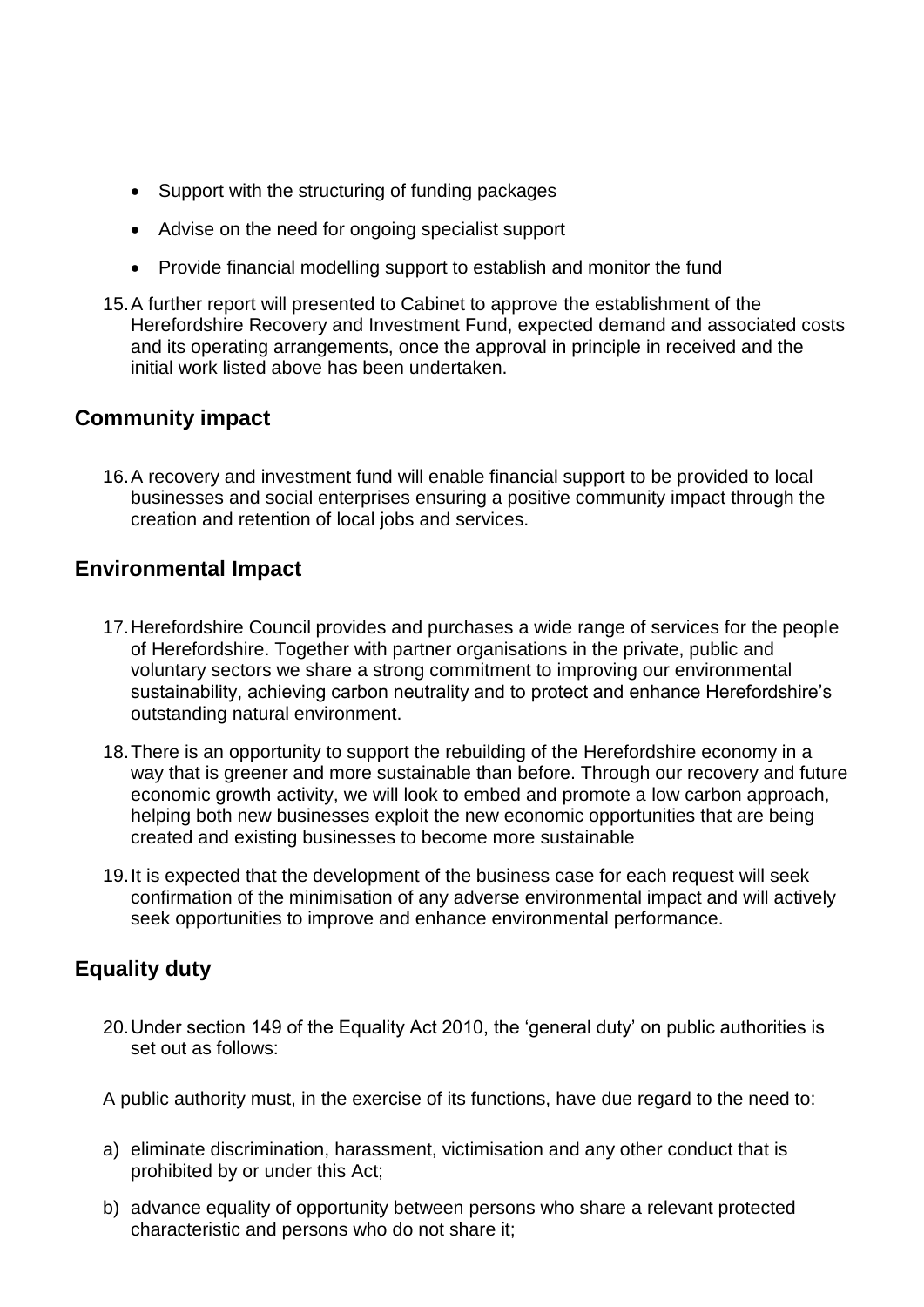- Support with the structuring of funding packages
- Advise on the need for ongoing specialist support
- Provide financial modelling support to establish and monitor the fund

15. A further report will presented to Cabinet to approve the establishment of the Herefordshire Recovery and Investment Fund, expected demand and associated costs and its operating arrangements, once the approval in principle in received and the initial work listed above has been undertaken.

## Community impact

16. A recovery and investment fund will enable financial support to be provided to local businesses and social enterprises ensuring a positive community impact through the creation and retention of local jobs and services.

## Environmental Impact

17. Herefordshire Council provides and purchases a wide range of services for the people of Herefordshire. Together with partner organisations in the private, public and voluntary sectors we share a strong commitment to improving our environmental sustainability, achieving carbon neutrality and to protect and enhance Herefordshire's outstanding natural environment.

18. There is an opportunity to support the rebuilding of the Herefordshire economy in a way that is greener and more sustainable than before. Through our recovery and future economic growth activity, we will look to embed and promote a low carbon approach, helping both new businesses exploit the new economic opportunities that are being created and existing businesses to become more sustainable

19. It is expected that the development of the business case for each request will seek confirmation of the minimisation of any adverse environmental impact and will actively seek opportunities to improve and enhance environmental performance.

## Equality duty

20. Under section 149 of the Equality Act 2010, the 'general duty' on public authorities is set out as follows:

A public authority must, in the exercise of its functions, have due regard to the need to:

a) eliminate discrimination, harassment, victimisation and any other conduct that is prohibited by or under this Act;

b) advance equality of opportunity between persons who share a relevant protected characteristic and persons who do not share it;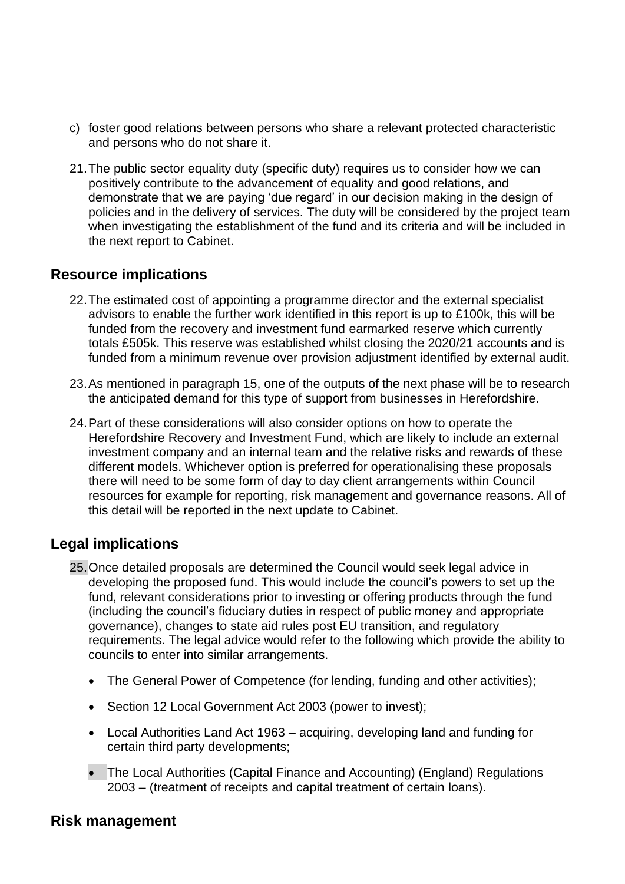c) foster good relations between persons who share a relevant protected characteristic and persons who do not share it.

21. The public sector equality duty (specific duty) requires us to consider how we can positively contribute to the advancement of equality and good relations, and demonstrate that we are paying 'due regard' in our decision making in the design of policies and in the delivery of services. The duty will be considered by the project team when investigating the establishment of the fund and its criteria and will be included in the next report to Cabinet.

## Resource implications

22. The estimated cost of appointing a programme director and the external specialist advisors to enable the further work identified in this report is up to £100k, this will be funded from the recovery and investment fund earmarked reserve which currently totals £505k. This reserve was established whilst closing the 2020/21 accounts and is funded from a minimum revenue over provision adjustment identified by external audit.

23. As mentioned in paragraph 15, one of the outputs of the next phase will be to research the anticipated demand for this type of support from businesses in Herefordshire.

24. Part of these considerations will also consider options on how to operate the Herefordshire Recovery and Investment Fund, which are likely to include an external investment company and an internal team and the relative risks and rewards of these different models. Whichever option is preferred for operationalising these proposals there will need to be some form of day to day client arrangements within Council resources for example for reporting, risk management and governance reasons. All of this detail will be reported in the next update to Cabinet.

## Legal implications

25. Once detailed proposals are determined the Council would seek legal advice in developing the proposed fund. This would include the council's powers to set up the fund, relevant considerations prior to investing or offering products through the fund (including the council's fiduciary duties in respect of public money and appropriate governance), changes to state aid rules post EU transition, and regulatory requirements. The legal advice would refer to the following which provide the ability to councils to enter into similar arrangements.

   - The General Power of Competence (for lending, funding and other activities);
   - Section 12 Local Government Act 2003 (power to invest);
   - Local Authorities Land Act 1963 – acquiring, developing land and funding for certain third party developments;
   - The Local Authorities (Capital Finance and Accounting) (England) Regulations 2003 – (treatment of receipts and capital treatment of certain loans).

## Risk management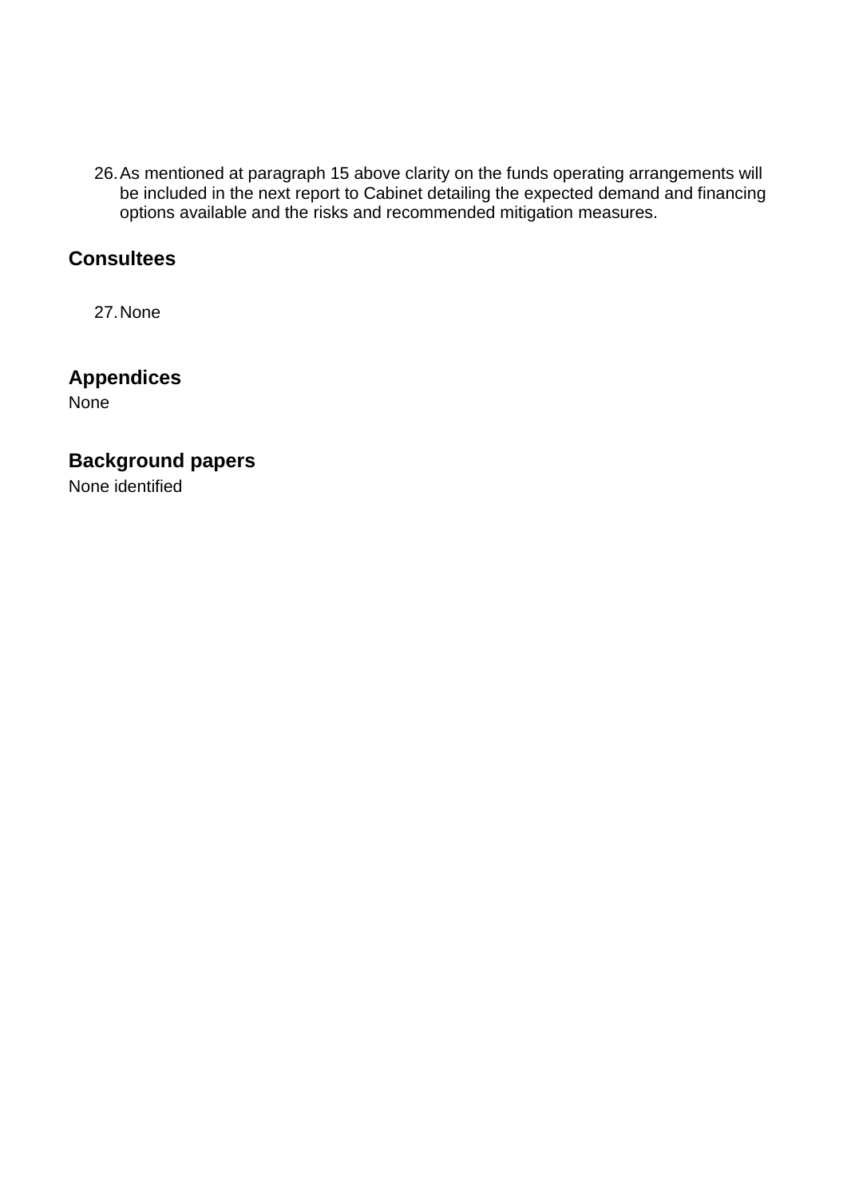26. As mentioned at paragraph 15 above clarity on the funds operating arrangements will be included in the next report to Cabinet detailing the expected demand and financing options available and the risks and recommended mitigation measures.

## Consultees

27. None

## Appendices

None

## Background papers

None identified